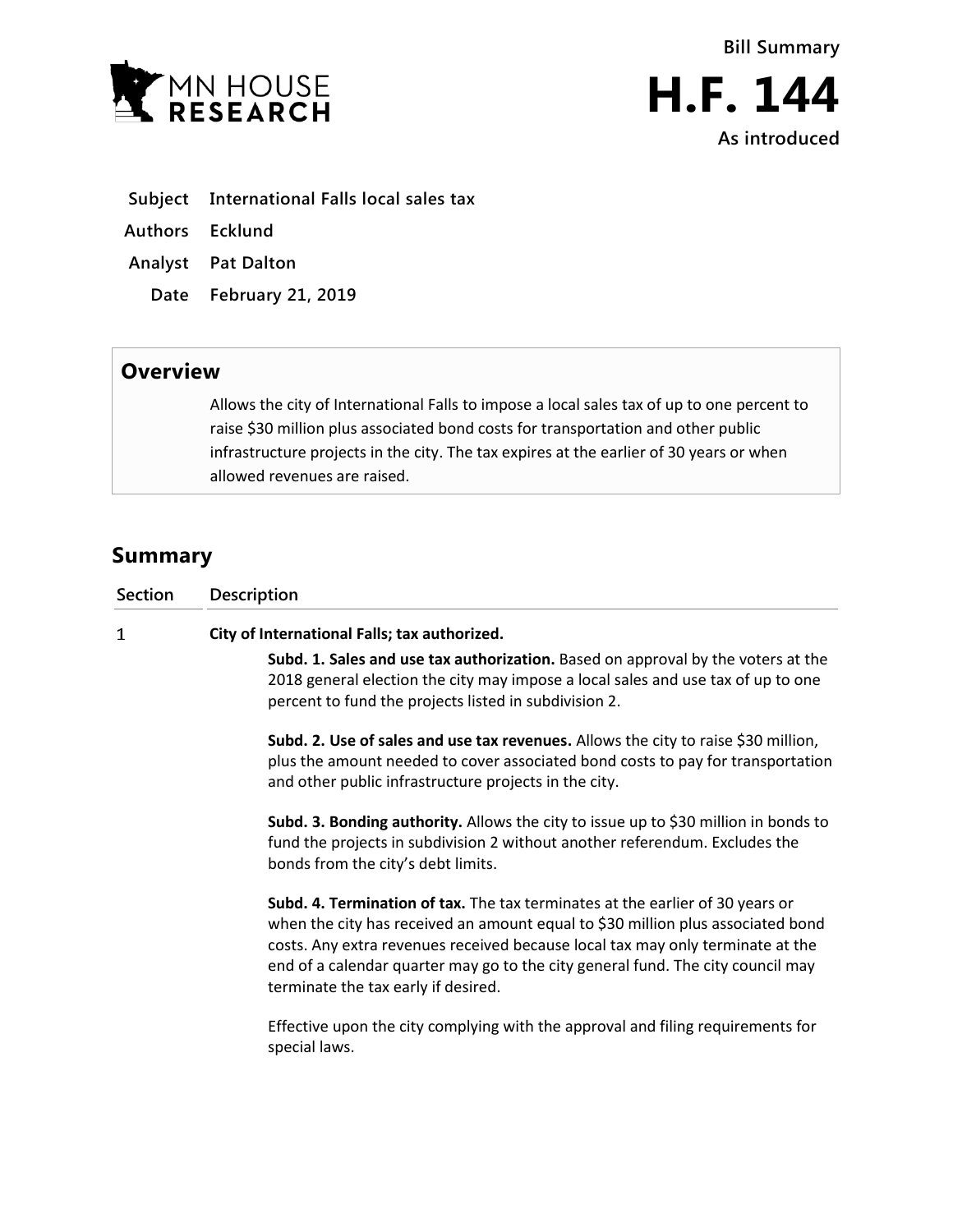MN HOUSE RESEARCH

# Bill Summary

# H.F. 144

**As introduced**

| | |
|---|---|
| **Subject** | **International Falls local sales tax** |
| **Authors** | **Ecklund** |
| **Analyst** | **Pat Dalton** |
| **Date** | **February 21, 2019** |

## Overview

Allows the city of International Falls to impose a local sales tax of up to one percent to raise $30 million plus associated bond costs for transportation and other public infrastructure projects in the city. The tax expires at the earlier of 30 years or when allowed revenues are raised.

## Summary

| Section | Description |
|---|---|
| 1 | **City of International Falls; tax authorized.** |

**Subd. 1. Sales and use tax authorization.** Based on approval by the voters at the 2018 general election the city may impose a local sales and use tax of up to one percent to fund the projects listed in subdivision 2.

**Subd. 2. Use of sales and use tax revenues.** Allows the city to raise $30 million, plus the amount needed to cover associated bond costs to pay for transportation and other public infrastructure projects in the city.

**Subd. 3. Bonding authority.** Allows the city to issue up to $30 million in bonds to fund the projects in subdivision 2 without another referendum. Excludes the bonds from the city's debt limits.

**Subd. 4. Termination of tax.** The tax terminates at the earlier of 30 years or when the city has received an amount equal to $30 million plus associated bond costs. Any extra revenues received because local tax may only terminate at the end of a calendar quarter may go to the city general fund. The city council may terminate the tax early if desired.

Effective upon the city complying with the approval and filing requirements for special laws.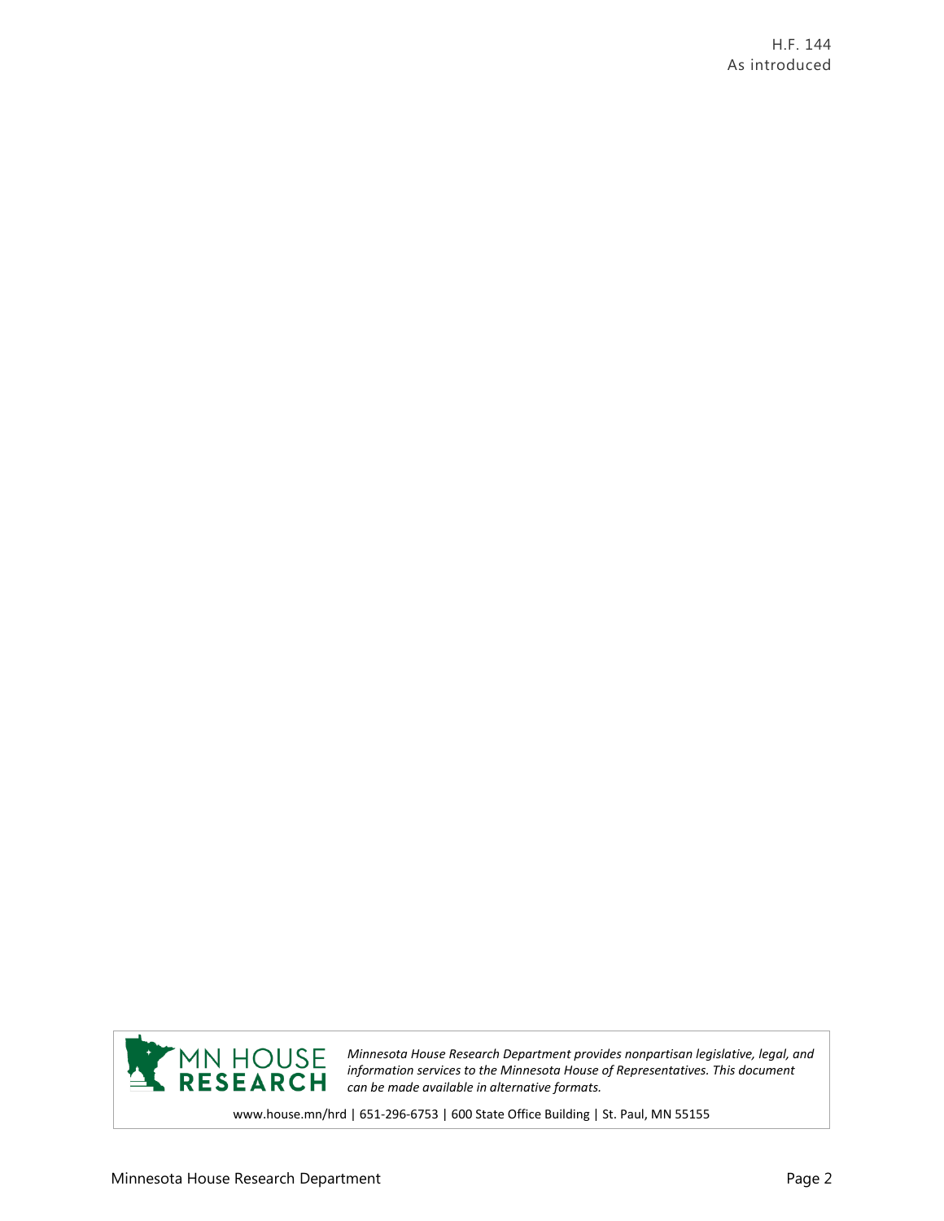MN HOUSE RESEARCH

*Minnesota House Research Department provides nonpartisan legislative, legal, and information services to the Minnesota House of Representatives. This document can be made available in alternative formats.*

www.house.mn/hrd | 651-296-6753 | 600 State Office Building | St. Paul, MN 55155